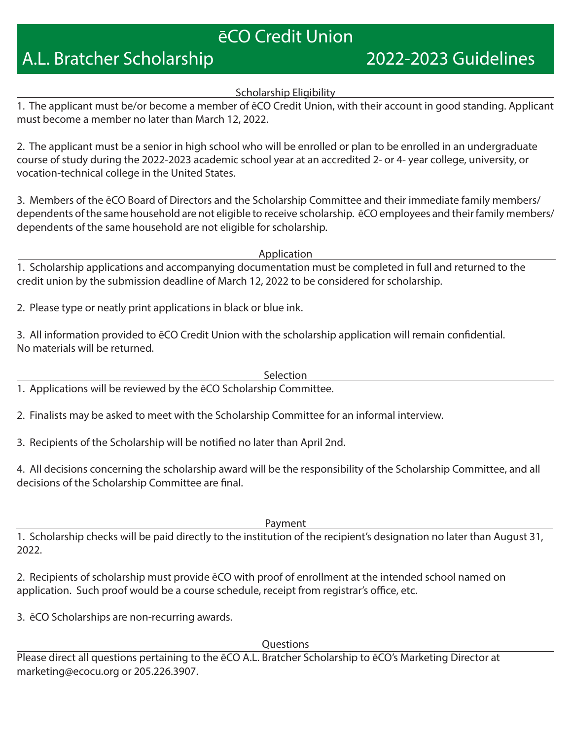# ēCO Credit Union

## A.L. Bratcher Scholarship — 2022-2023 Guidelines

### Scholarship Eligibility

1. The applicant must be/or become a member of ēCO Credit Union, with their account in good standing. Applicant must become a member no later than March 12, 2022.

2. The applicant must be a senior in high school who will be enrolled or plan to be enrolled in an undergraduate course of study during the 2022-2023 academic school year at an accredited 2- or 4- year college, university, or vocation-technical college in the United States.

3. Members of the ēCO Board of Directors and the Scholarship Committee and their immediate family members/ dependents of the same household are not eligible to receive scholarship. ēCO employees and their family members/ dependents of the same household are not eligible for scholarship.

### Application

1. Scholarship applications and accompanying documentation must be completed in full and returned to the credit union by the submission deadline of March 12, 2022 to be considered for scholarship.

2. Please type or neatly print applications in black or blue ink.

3. All information provided to ēCO Credit Union with the scholarship application will remain confidential. No materials will be returned.

### Selection

1. Applications will be reviewed by the ēCO Scholarship Committee.

2. Finalists may be asked to meet with the Scholarship Committee for an informal interview.

3. Recipients of the Scholarship will be notified no later than April 2nd.

4. All decisions concerning the scholarship award will be the responsibility of the Scholarship Committee, and all decisions of the Scholarship Committee are final.

### Payment

1. Scholarship checks will be paid directly to the institution of the recipient's designation no later than August 31, 2022.

2. Recipients of scholarship must provide ēCO with proof of enrollment at the intended school named on application. Such proof would be a course schedule, receipt from registrar's office, etc.

3. ēCO Scholarships are non-recurring awards.

### Questions

Please direct all questions pertaining to the ēCO A.L. Bratcher Scholarship to ēCO's Marketing Director at marketing@ecocu.org or 205.226.3907.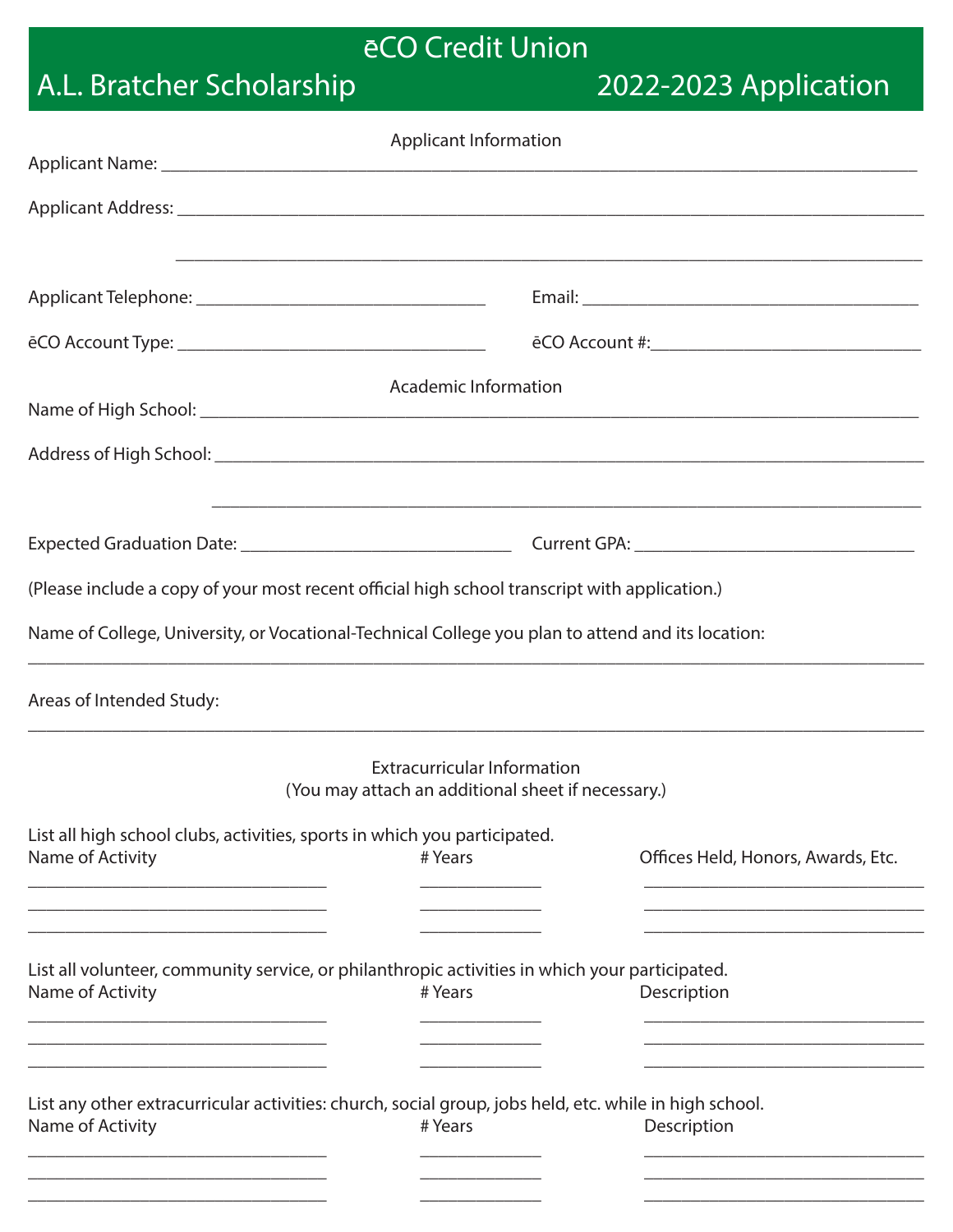# ēCO Credit Union

## A.L. Bratcher Scholarship 2022-2023 Application

### Applicant Information

Applicant Name: ____________________________________________

Applicant Address: ____________________________________________

____________________________________________

Applicant Telephone: ______________________ Email: ______________________

ēCO Account Type: ______________________ ēCO Account #: ______________________

### Academic Information

Name of High School: ____________________________________________

Address of High School: ____________________________________________

____________________________________________

Expected Graduation Date: ______________________ Current GPA: ______________________

(Please include a copy of your most recent official high school transcript with application.)

Name of College, University, or Vocational-Technical College you plan to attend and its location:

____________________________________________

Areas of Intended Study:

____________________________________________

### Extracurricular Information

(You may attach an additional sheet if necessary.)

List all high school clubs, activities, sports in which you participated.

| Name of Activity | # Years | Offices Held, Honors, Awards, Etc. |
|---|---|---|
| | | |
| | | |
| | | |

List all volunteer, community service, or philanthropic activities in which your participated.

| Name of Activity | # Years | Description |
|---|---|---|
| | | |
| | | |
| | | |

List any other extracurricular activities: church, social group, jobs held, etc. while in high school.

| Name of Activity | # Years | Description |
|---|---|---|
| | | |
| | | |
| | | |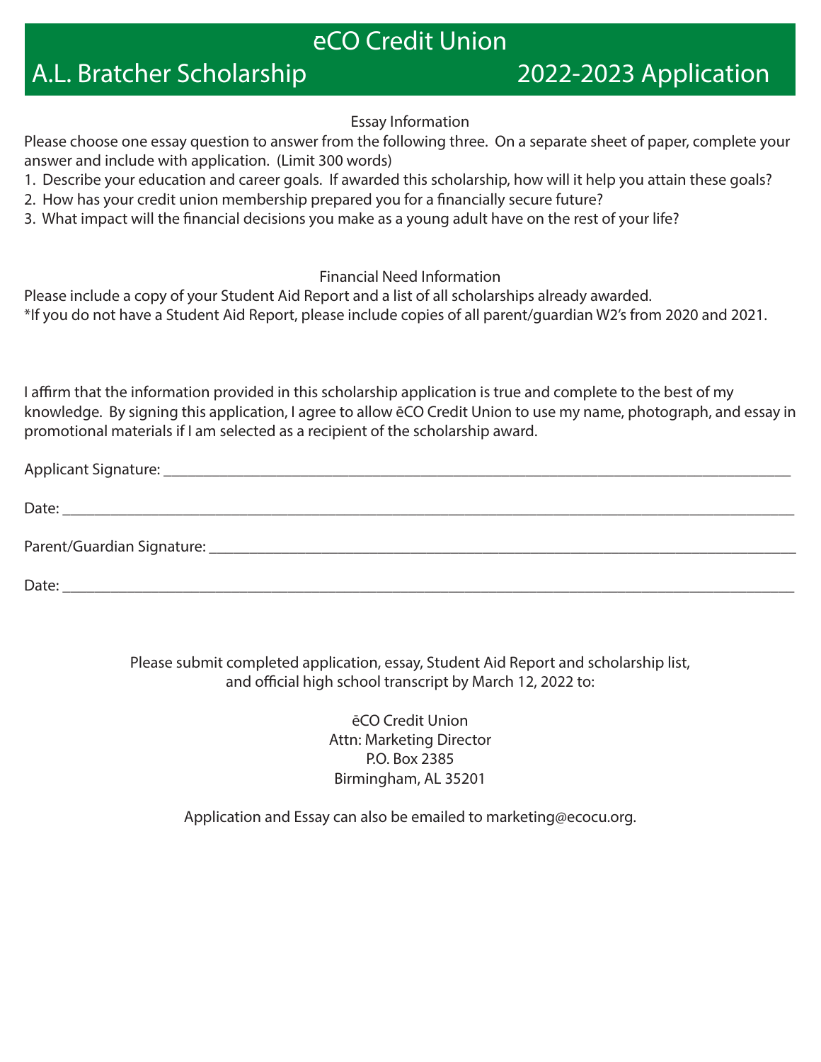# eCO Credit Union

## A.L. Bratcher Scholarship — 2022-2023 Application

### Essay Information

Please choose one essay question to answer from the following three. On a separate sheet of paper, complete your answer and include with application. (Limit 300 words)

1. Describe your education and career goals. If awarded this scholarship, how will it help you attain these goals?
2. How has your credit union membership prepared you for a financially secure future?
3. What impact will the financial decisions you make as a young adult have on the rest of your life?

### Financial Need Information

Please include a copy of your Student Aid Report and a list of all scholarships already awarded.
*If you do not have a Student Aid Report, please include copies of all parent/guardian W2's from 2020 and 2021.

I affirm that the information provided in this scholarship application is true and complete to the best of my knowledge. By signing this application, I agree to allow ēCO Credit Union to use my name, photograph, and essay in promotional materials if I am selected as a recipient of the scholarship award.

Applicant Signature: ______________________________

Date: ______________________________

Parent/Guardian Signature: ______________________________

Date: ______________________________

Please submit completed application, essay, Student Aid Report and scholarship list, and official high school transcript by March 12, 2022 to:

ēCO Credit Union
Attn: Marketing Director
P.O. Box 2385
Birmingham, AL 35201

Application and Essay can also be emailed to marketing@ecocu.org.